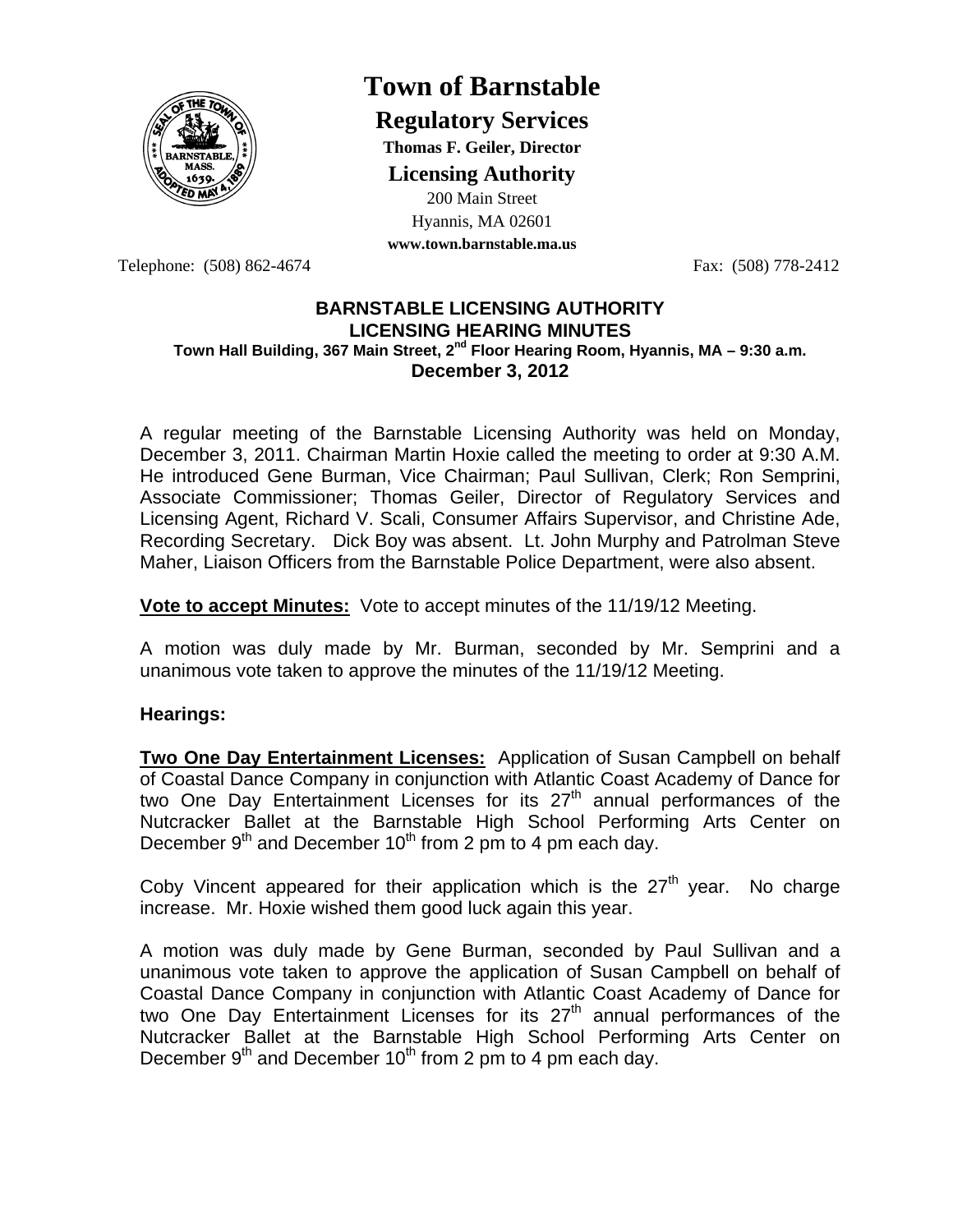# Town of Barnstable

## Regulatory Services

**Thomas F. Geiler, Director**

**Licensing Authority**

200 Main Street
Hyannis, MA 02601
**www.town.barnstable.ma.us**

Telephone: (508) 862-4674 Fax: (508) 778-2412

**BARNSTABLE LICENSING AUTHORITY**
**LICENSING HEARING MINUTES**
**Town Hall Building, 367 Main Street, 2nd Floor Hearing Room, Hyannis, MA – 9:30 a.m.**
**December 3, 2012**

A regular meeting of the Barnstable Licensing Authority was held on Monday, December 3, 2011. Chairman Martin Hoxie called the meeting to order at 9:30 A.M. He introduced Gene Burman, Vice Chairman; Paul Sullivan, Clerk; Ron Semprini, Associate Commissioner; Thomas Geiler, Director of Regulatory Services and Licensing Agent, Richard V. Scali, Consumer Affairs Supervisor, and Christine Ade, Recording Secretary. Dick Boy was absent. Lt. John Murphy and Patrolman Steve Maher, Liaison Officers from the Barnstable Police Department, were also absent.

**Vote to accept Minutes:** Vote to accept minutes of the 11/19/12 Meeting.

A motion was duly made by Mr. Burman, seconded by Mr. Semprini and a unanimous vote taken to approve the minutes of the 11/19/12 Meeting.

**Hearings:**

**Two One Day Entertainment Licenses:** Application of Susan Campbell on behalf of Coastal Dance Company in conjunction with Atlantic Coast Academy of Dance for two One Day Entertainment Licenses for its 27th annual performances of the Nutcracker Ballet at the Barnstable High School Performing Arts Center on December 9th and December 10th from 2 pm to 4 pm each day.

Coby Vincent appeared for their application which is the 27th year. No charge increase. Mr. Hoxie wished them good luck again this year.

A motion was duly made by Gene Burman, seconded by Paul Sullivan and a unanimous vote taken to approve the application of Susan Campbell on behalf of Coastal Dance Company in conjunction with Atlantic Coast Academy of Dance for two One Day Entertainment Licenses for its 27th annual performances of the Nutcracker Ballet at the Barnstable High School Performing Arts Center on December 9th and December 10th from 2 pm to 4 pm each day.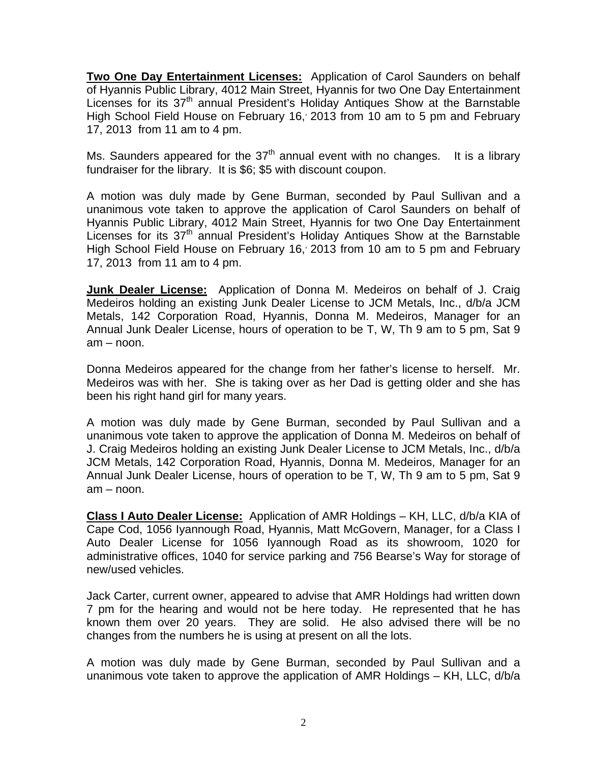**Two One Day Entertainment Licenses:** Application of Carol Saunders on behalf of Hyannis Public Library, 4012 Main Street, Hyannis for two One Day Entertainment Licenses for its 37th annual President's Holiday Antiques Show at the Barnstable High School Field House on February 16, 2013 from 10 am to 5 pm and February 17, 2013 from 11 am to 4 pm.

Ms. Saunders appeared for the 37th annual event with no changes. It is a library fundraiser for the library. It is $6; $5 with discount coupon.

A motion was duly made by Gene Burman, seconded by Paul Sullivan and a unanimous vote taken to approve the application of Carol Saunders on behalf of Hyannis Public Library, 4012 Main Street, Hyannis for two One Day Entertainment Licenses for its 37th annual President's Holiday Antiques Show at the Barnstable High School Field House on February 16, 2013 from 10 am to 5 pm and February 17, 2013 from 11 am to 4 pm.

**Junk Dealer License:** Application of Donna M. Medeiros on behalf of J. Craig Medeiros holding an existing Junk Dealer License to JCM Metals, Inc., d/b/a JCM Metals, 142 Corporation Road, Hyannis, Donna M. Medeiros, Manager for an Annual Junk Dealer License, hours of operation to be T, W, Th 9 am to 5 pm, Sat 9 am – noon.

Donna Medeiros appeared for the change from her father's license to herself. Mr. Medeiros was with her. She is taking over as her Dad is getting older and she has been his right hand girl for many years.

A motion was duly made by Gene Burman, seconded by Paul Sullivan and a unanimous vote taken to approve the application of Donna M. Medeiros on behalf of J. Craig Medeiros holding an existing Junk Dealer License to JCM Metals, Inc., d/b/a JCM Metals, 142 Corporation Road, Hyannis, Donna M. Medeiros, Manager for an Annual Junk Dealer License, hours of operation to be T, W, Th 9 am to 5 pm, Sat 9 am – noon.

**Class I Auto Dealer License:** Application of AMR Holdings – KH, LLC, d/b/a KIA of Cape Cod, 1056 Iyannough Road, Hyannis, Matt McGovern, Manager, for a Class I Auto Dealer License for 1056 Iyannough Road as its showroom, 1020 for administrative offices, 1040 for service parking and 756 Bearse's Way for storage of new/used vehicles.

Jack Carter, current owner, appeared to advise that AMR Holdings had written down 7 pm for the hearing and would not be here today. He represented that he has known them over 20 years. They are solid. He also advised there will be no changes from the numbers he is using at present on all the lots.

A motion was duly made by Gene Burman, seconded by Paul Sullivan and a unanimous vote taken to approve the application of AMR Holdings – KH, LLC, d/b/a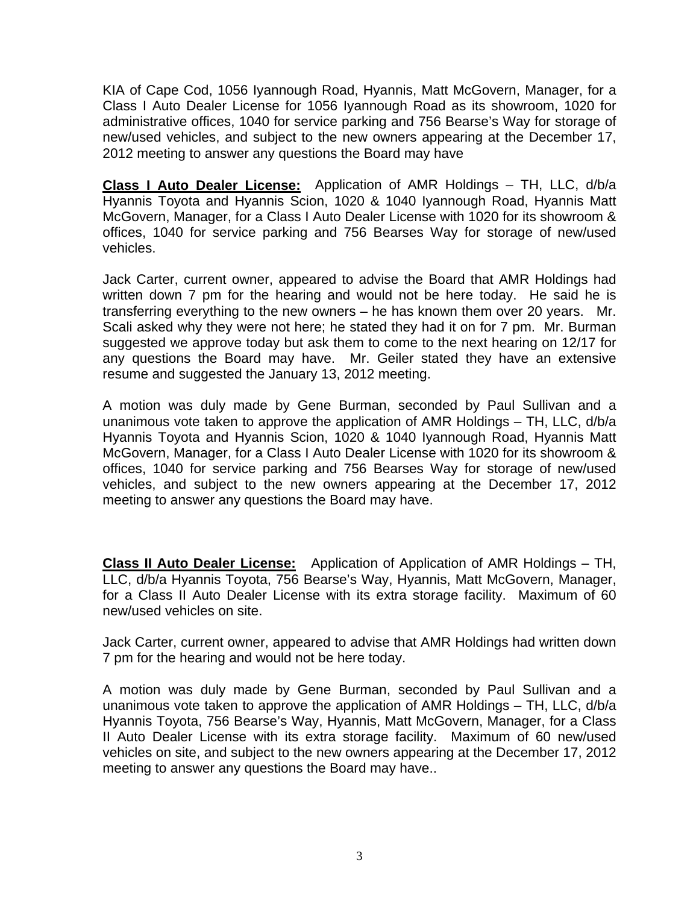KIA of Cape Cod, 1056 Iyannough Road, Hyannis, Matt McGovern, Manager, for a Class I Auto Dealer License for 1056 Iyannough Road as its showroom, 1020 for administrative offices, 1040 for service parking and 756 Bearse's Way for storage of new/used vehicles, and subject to the new owners appearing at the December 17, 2012 meeting to answer any questions the Board may have

**Class I Auto Dealer License:** Application of AMR Holdings – TH, LLC, d/b/a Hyannis Toyota and Hyannis Scion, 1020 & 1040 Iyannough Road, Hyannis Matt McGovern, Manager, for a Class I Auto Dealer License with 1020 for its showroom & offices, 1040 for service parking and 756 Bearses Way for storage of new/used vehicles.

Jack Carter, current owner, appeared to advise the Board that AMR Holdings had written down 7 pm for the hearing and would not be here today. He said he is transferring everything to the new owners – he has known them over 20 years. Mr. Scali asked why they were not here; he stated they had it on for 7 pm. Mr. Burman suggested we approve today but ask them to come to the next hearing on 12/17 for any questions the Board may have. Mr. Geiler stated they have an extensive resume and suggested the January 13, 2012 meeting.

A motion was duly made by Gene Burman, seconded by Paul Sullivan and a unanimous vote taken to approve the application of AMR Holdings – TH, LLC, d/b/a Hyannis Toyota and Hyannis Scion, 1020 & 1040 Iyannough Road, Hyannis Matt McGovern, Manager, for a Class I Auto Dealer License with 1020 for its showroom & offices, 1040 for service parking and 756 Bearses Way for storage of new/used vehicles, and subject to the new owners appearing at the December 17, 2012 meeting to answer any questions the Board may have.

**Class II Auto Dealer License:** Application of Application of AMR Holdings – TH, LLC, d/b/a Hyannis Toyota, 756 Bearse's Way, Hyannis, Matt McGovern, Manager, for a Class II Auto Dealer License with its extra storage facility. Maximum of 60 new/used vehicles on site.

Jack Carter, current owner, appeared to advise that AMR Holdings had written down 7 pm for the hearing and would not be here today.

A motion was duly made by Gene Burman, seconded by Paul Sullivan and a unanimous vote taken to approve the application of AMR Holdings – TH, LLC, d/b/a Hyannis Toyota, 756 Bearse's Way, Hyannis, Matt McGovern, Manager, for a Class II Auto Dealer License with its extra storage facility. Maximum of 60 new/used vehicles on site, and subject to the new owners appearing at the December 17, 2012 meeting to answer any questions the Board may have..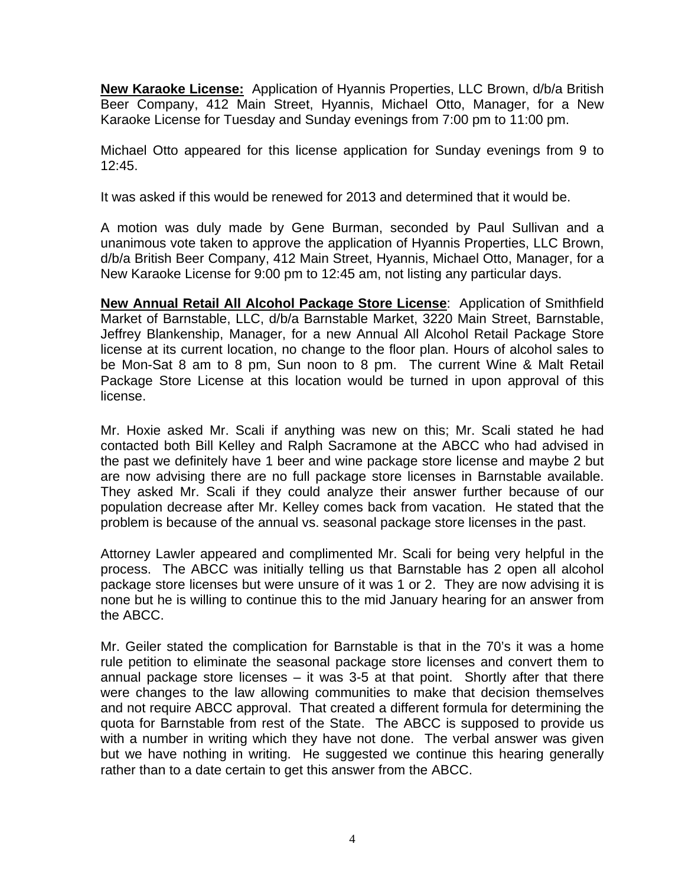**New Karaoke License:** Application of Hyannis Properties, LLC Brown, d/b/a British Beer Company, 412 Main Street, Hyannis, Michael Otto, Manager, for a New Karaoke License for Tuesday and Sunday evenings from 7:00 pm to 11:00 pm.

Michael Otto appeared for this license application for Sunday evenings from 9 to 12:45.

It was asked if this would be renewed for 2013 and determined that it would be.

A motion was duly made by Gene Burman, seconded by Paul Sullivan and a unanimous vote taken to approve the application of Hyannis Properties, LLC Brown, d/b/a British Beer Company, 412 Main Street, Hyannis, Michael Otto, Manager, for a New Karaoke License for 9:00 pm to 12:45 am, not listing any particular days.

**New Annual Retail All Alcohol Package Store License**: Application of Smithfield Market of Barnstable, LLC, d/b/a Barnstable Market, 3220 Main Street, Barnstable, Jeffrey Blankenship, Manager, for a new Annual All Alcohol Retail Package Store license at its current location, no change to the floor plan. Hours of alcohol sales to be Mon-Sat 8 am to 8 pm, Sun noon to 8 pm. The current Wine & Malt Retail Package Store License at this location would be turned in upon approval of this license.

Mr. Hoxie asked Mr. Scali if anything was new on this; Mr. Scali stated he had contacted both Bill Kelley and Ralph Sacramone at the ABCC who had advised in the past we definitely have 1 beer and wine package store license and maybe 2 but are now advising there are no full package store licenses in Barnstable available. They asked Mr. Scali if they could analyze their answer further because of our population decrease after Mr. Kelley comes back from vacation. He stated that the problem is because of the annual vs. seasonal package store licenses in the past.

Attorney Lawler appeared and complimented Mr. Scali for being very helpful in the process. The ABCC was initially telling us that Barnstable has 2 open all alcohol package store licenses but were unsure of it was 1 or 2. They are now advising it is none but he is willing to continue this to the mid January hearing for an answer from the ABCC.

Mr. Geiler stated the complication for Barnstable is that in the 70's it was a home rule petition to eliminate the seasonal package store licenses and convert them to annual package store licenses – it was 3-5 at that point. Shortly after that there were changes to the law allowing communities to make that decision themselves and not require ABCC approval. That created a different formula for determining the quota for Barnstable from rest of the State. The ABCC is supposed to provide us with a number in writing which they have not done. The verbal answer was given but we have nothing in writing. He suggested we continue this hearing generally rather than to a date certain to get this answer from the ABCC.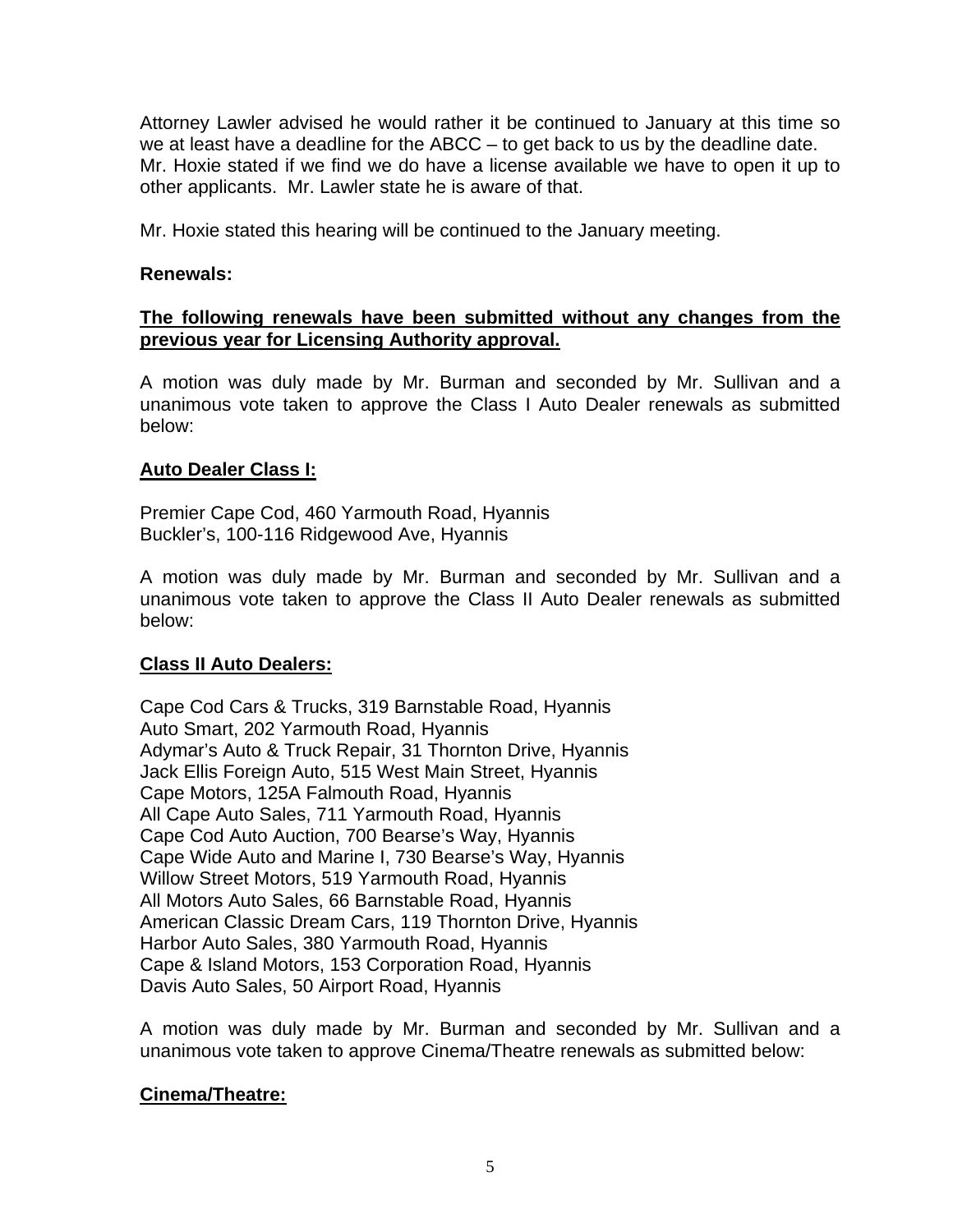Attorney Lawler advised he would rather it be continued to January at this time so we at least have a deadline for the ABCC – to get back to us by the deadline date. Mr. Hoxie stated if we find we do have a license available we have to open it up to other applicants. Mr. Lawler state he is aware of that.

Mr. Hoxie stated this hearing will be continued to the January meeting.

**Renewals:**

**The following renewals have been submitted without any changes from the previous year for Licensing Authority approval.**

A motion was duly made by Mr. Burman and seconded by Mr. Sullivan and a unanimous vote taken to approve the Class I Auto Dealer renewals as submitted below:

**Auto Dealer Class I:**

Premier Cape Cod, 460 Yarmouth Road, Hyannis
Buckler's, 100-116 Ridgewood Ave, Hyannis

A motion was duly made by Mr. Burman and seconded by Mr. Sullivan and a unanimous vote taken to approve the Class II Auto Dealer renewals as submitted below:

**Class II Auto Dealers:**

Cape Cod Cars & Trucks, 319 Barnstable Road, Hyannis
Auto Smart, 202 Yarmouth Road, Hyannis
Adymar's Auto & Truck Repair, 31 Thornton Drive, Hyannis
Jack Ellis Foreign Auto, 515 West Main Street, Hyannis
Cape Motors, 125A Falmouth Road, Hyannis
All Cape Auto Sales, 711 Yarmouth Road, Hyannis
Cape Cod Auto Auction, 700 Bearse's Way, Hyannis
Cape Wide Auto and Marine I, 730 Bearse's Way, Hyannis
Willow Street Motors, 519 Yarmouth Road, Hyannis
All Motors Auto Sales, 66 Barnstable Road, Hyannis
American Classic Dream Cars, 119 Thornton Drive, Hyannis
Harbor Auto Sales, 380 Yarmouth Road, Hyannis
Cape & Island Motors, 153 Corporation Road, Hyannis
Davis Auto Sales, 50 Airport Road, Hyannis

A motion was duly made by Mr. Burman and seconded by Mr. Sullivan and a unanimous vote taken to approve Cinema/Theatre renewals as submitted below:

**Cinema/Theatre:**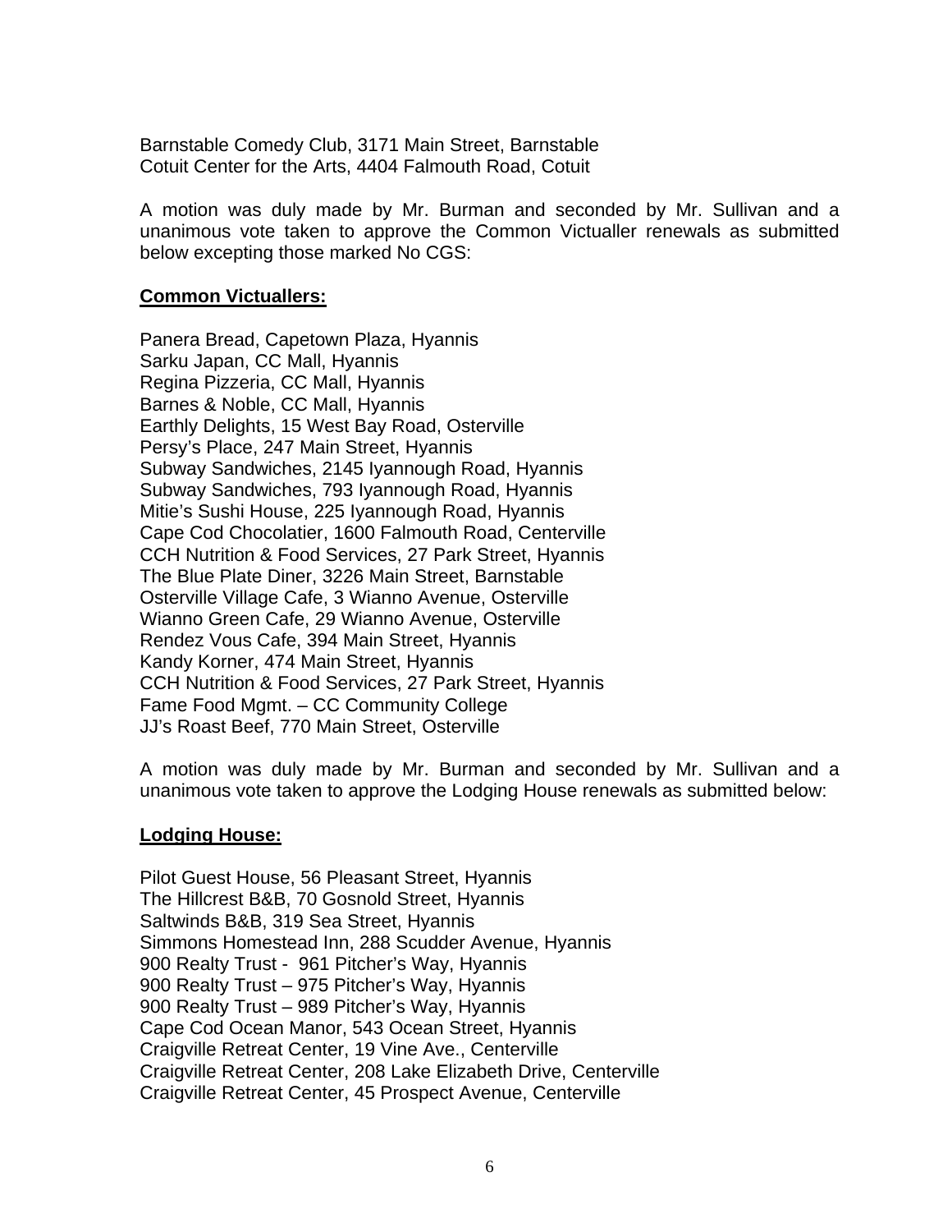Barnstable Comedy Club, 3171 Main Street, Barnstable
Cotuit Center for the Arts, 4404 Falmouth Road, Cotuit

A motion was duly made by Mr. Burman and seconded by Mr. Sullivan and a unanimous vote taken to approve the Common Victualler renewals as submitted below excepting those marked No CGS:

**Common Victuallers:**

Panera Bread, Capetown Plaza, Hyannis
Sarku Japan, CC Mall, Hyannis
Regina Pizzeria, CC Mall, Hyannis
Barnes & Noble, CC Mall, Hyannis
Earthly Delights, 15 West Bay Road, Osterville
Persy's Place, 247 Main Street, Hyannis
Subway Sandwiches, 2145 Iyannough Road, Hyannis
Subway Sandwiches, 793 Iyannough Road, Hyannis
Mitie's Sushi House, 225 Iyannough Road, Hyannis
Cape Cod Chocolatier, 1600 Falmouth Road, Centerville
CCH Nutrition & Food Services, 27 Park Street, Hyannis
The Blue Plate Diner, 3226 Main Street, Barnstable
Osterville Village Cafe, 3 Wianno Avenue, Osterville
Wianno Green Cafe, 29 Wianno Avenue, Osterville
Rendez Vous Cafe, 394 Main Street, Hyannis
Kandy Korner, 474 Main Street, Hyannis
CCH Nutrition & Food Services, 27 Park Street, Hyannis
Fame Food Mgmt. – CC Community College
JJ's Roast Beef, 770 Main Street, Osterville

A motion was duly made by Mr. Burman and seconded by Mr. Sullivan and a unanimous vote taken to approve the Lodging House renewals as submitted below:

**Lodging House:**

Pilot Guest House, 56 Pleasant Street, Hyannis
The Hillcrest B&B, 70 Gosnold Street, Hyannis
Saltwinds B&B, 319 Sea Street, Hyannis
Simmons Homestead Inn, 288 Scudder Avenue, Hyannis
900 Realty Trust - 961 Pitcher's Way, Hyannis
900 Realty Trust – 975 Pitcher's Way, Hyannis
900 Realty Trust – 989 Pitcher's Way, Hyannis
Cape Cod Ocean Manor, 543 Ocean Street, Hyannis
Craigville Retreat Center, 19 Vine Ave., Centerville
Craigville Retreat Center, 208 Lake Elizabeth Drive, Centerville
Craigville Retreat Center, 45 Prospect Avenue, Centerville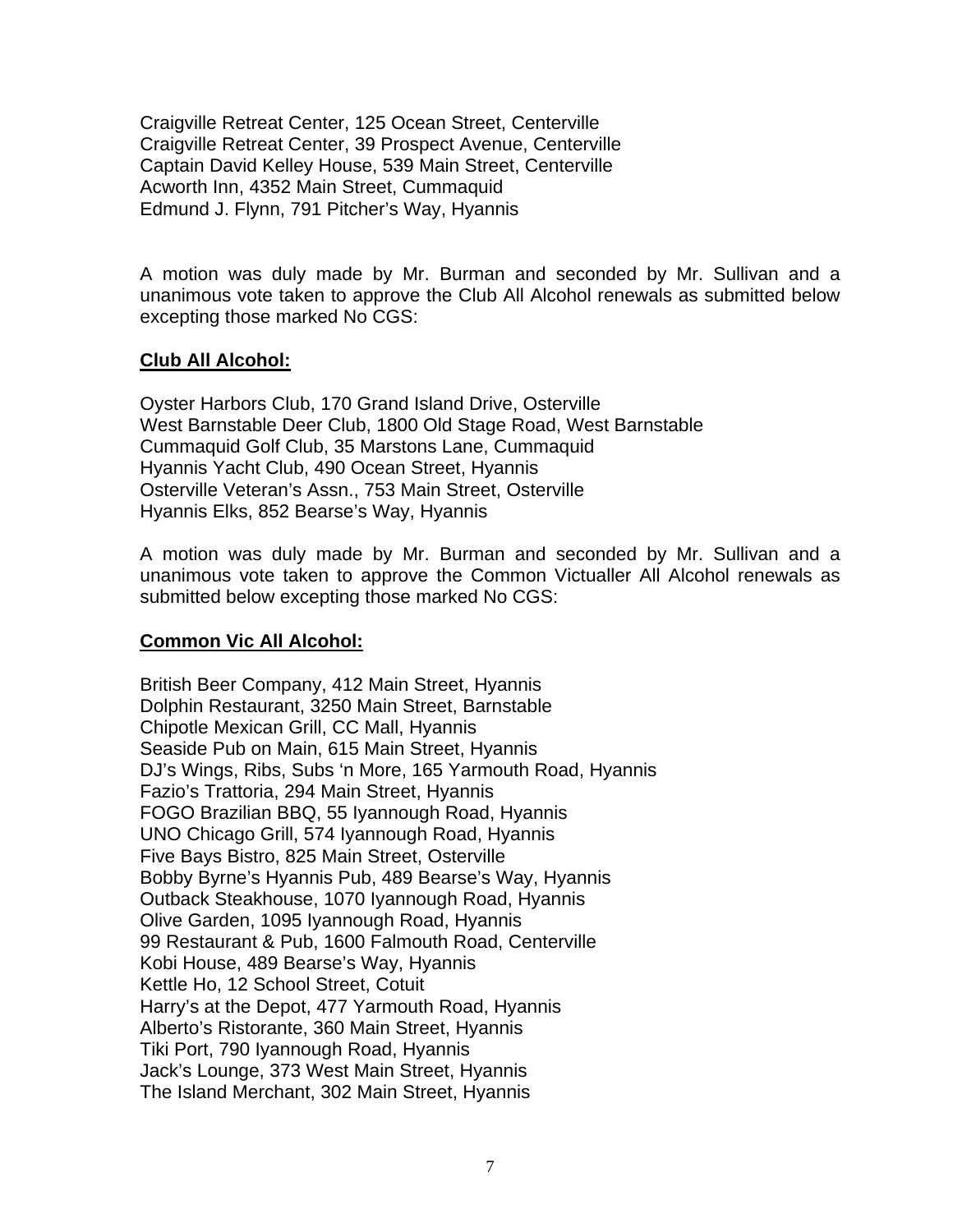Craigville Retreat Center, 125 Ocean Street, Centerville
Craigville Retreat Center, 39 Prospect Avenue, Centerville
Captain David Kelley House, 539 Main Street, Centerville
Acworth Inn, 4352 Main Street, Cummaquid
Edmund J. Flynn, 791 Pitcher's Way, Hyannis

A motion was duly made by Mr. Burman and seconded by Mr. Sullivan and a unanimous vote taken to approve the Club All Alcohol renewals as submitted below excepting those marked No CGS:

**Club All Alcohol:**

Oyster Harbors Club, 170 Grand Island Drive, Osterville
West Barnstable Deer Club, 1800 Old Stage Road, West Barnstable
Cummaquid Golf Club, 35 Marstons Lane, Cummaquid
Hyannis Yacht Club, 490 Ocean Street, Hyannis
Osterville Veteran's Assn., 753 Main Street, Osterville
Hyannis Elks, 852 Bearse's Way, Hyannis

A motion was duly made by Mr. Burman and seconded by Mr. Sullivan and a unanimous vote taken to approve the Common Victualler All Alcohol renewals as submitted below excepting those marked No CGS:

**Common Vic All Alcohol:**

British Beer Company, 412 Main Street, Hyannis
Dolphin Restaurant, 3250 Main Street, Barnstable
Chipotle Mexican Grill, CC Mall, Hyannis
Seaside Pub on Main, 615 Main Street, Hyannis
DJ's Wings, Ribs, Subs 'n More, 165 Yarmouth Road, Hyannis
Fazio's Trattoria, 294 Main Street, Hyannis
FOGO Brazilian BBQ, 55 Iyannough Road, Hyannis
UNO Chicago Grill, 574 Iyannough Road, Hyannis
Five Bays Bistro, 825 Main Street, Osterville
Bobby Byrne's Hyannis Pub, 489 Bearse's Way, Hyannis
Outback Steakhouse, 1070 Iyannough Road, Hyannis
Olive Garden, 1095 Iyannough Road, Hyannis
99 Restaurant & Pub, 1600 Falmouth Road, Centerville
Kobi House, 489 Bearse's Way, Hyannis
Kettle Ho, 12 School Street, Cotuit
Harry's at the Depot, 477 Yarmouth Road, Hyannis
Alberto's Ristorante, 360 Main Street, Hyannis
Tiki Port, 790 Iyannough Road, Hyannis
Jack's Lounge, 373 West Main Street, Hyannis
The Island Merchant, 302 Main Street, Hyannis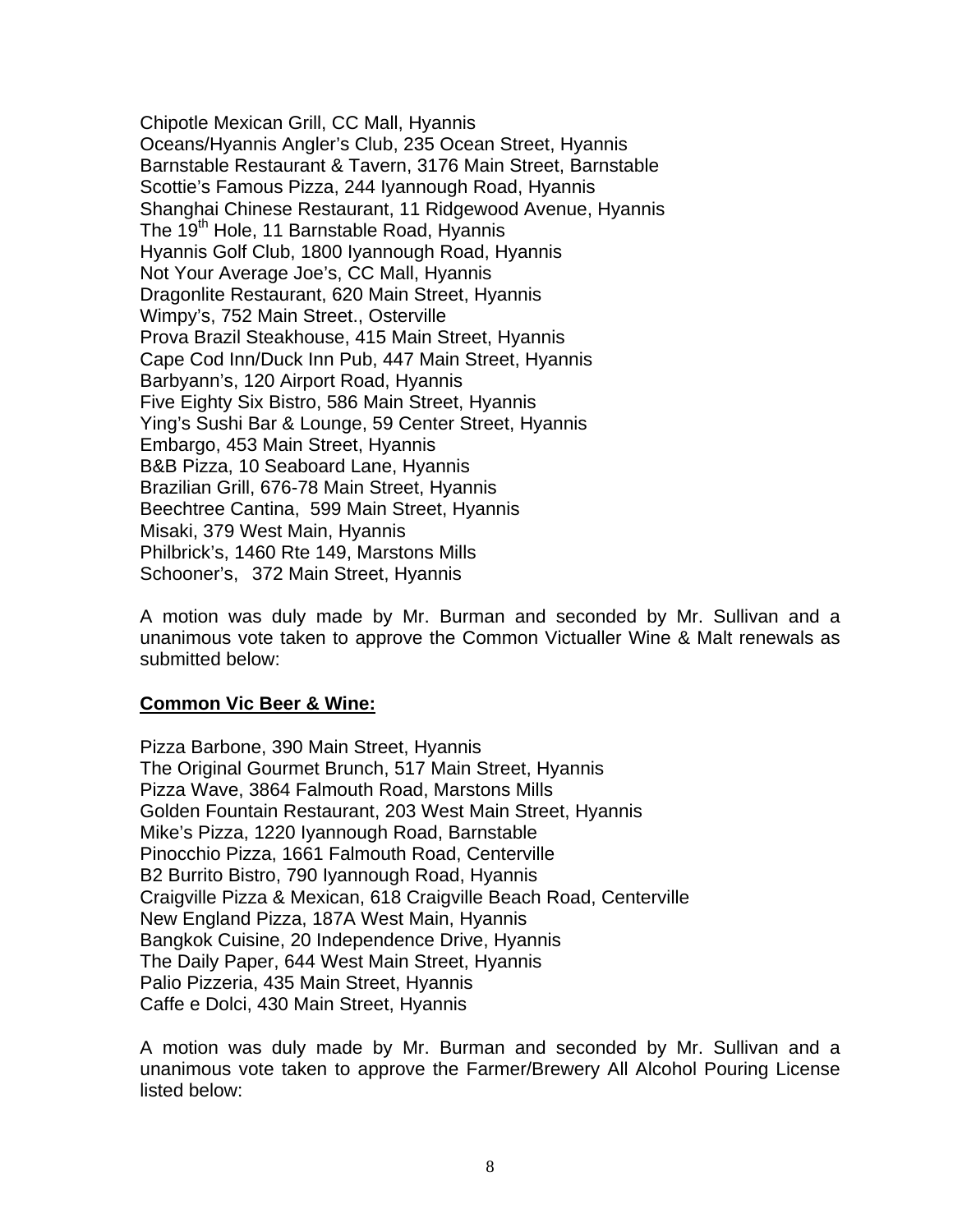Chipotle Mexican Grill, CC Mall, Hyannis
Oceans/Hyannis Angler's Club, 235 Ocean Street, Hyannis
Barnstable Restaurant & Tavern, 3176 Main Street, Barnstable
Scottie's Famous Pizza, 244 Iyannough Road, Hyannis
Shanghai Chinese Restaurant, 11 Ridgewood Avenue, Hyannis
The 19th Hole, 11 Barnstable Road, Hyannis
Hyannis Golf Club, 1800 Iyannough Road, Hyannis
Not Your Average Joe's, CC Mall, Hyannis
Dragonlite Restaurant, 620 Main Street, Hyannis
Wimpy's, 752 Main Street., Osterville
Prova Brazil Steakhouse, 415 Main Street, Hyannis
Cape Cod Inn/Duck Inn Pub, 447 Main Street, Hyannis
Barbyann's, 120 Airport Road, Hyannis
Five Eighty Six Bistro, 586 Main Street, Hyannis
Ying's Sushi Bar & Lounge, 59 Center Street, Hyannis
Embargo, 453 Main Street, Hyannis
B&B Pizza, 10 Seaboard Lane, Hyannis
Brazilian Grill, 676-78 Main Street, Hyannis
Beechtree Cantina, 599 Main Street, Hyannis
Misaki, 379 West Main, Hyannis
Philbrick's, 1460 Rte 149, Marstons Mills
Schooner's, 372 Main Street, Hyannis

A motion was duly made by Mr. Burman and seconded by Mr. Sullivan and a unanimous vote taken to approve the Common Victualler Wine & Malt renewals as submitted below:

**Common Vic Beer & Wine:**

Pizza Barbone, 390 Main Street, Hyannis
The Original Gourmet Brunch, 517 Main Street, Hyannis
Pizza Wave, 3864 Falmouth Road, Marstons Mills
Golden Fountain Restaurant, 203 West Main Street, Hyannis
Mike's Pizza, 1220 Iyannough Road, Barnstable
Pinocchio Pizza, 1661 Falmouth Road, Centerville
B2 Burrito Bistro, 790 Iyannough Road, Hyannis
Craigville Pizza & Mexican, 618 Craigville Beach Road, Centerville
New England Pizza, 187A West Main, Hyannis
Bangkok Cuisine, 20 Independence Drive, Hyannis
The Daily Paper, 644 West Main Street, Hyannis
Palio Pizzeria, 435 Main Street, Hyannis
Caffe e Dolci, 430 Main Street, Hyannis

A motion was duly made by Mr. Burman and seconded by Mr. Sullivan and a unanimous vote taken to approve the Farmer/Brewery All Alcohol Pouring License listed below: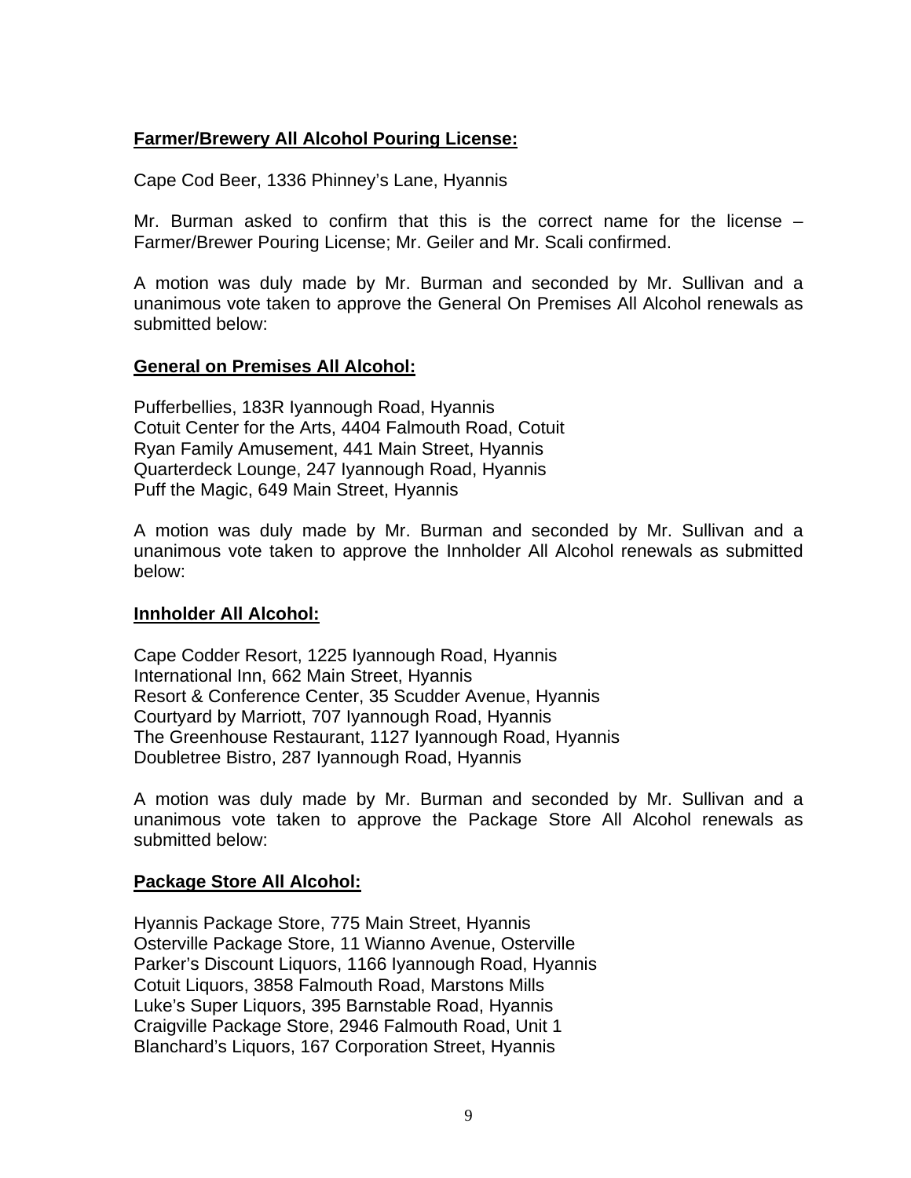**Farmer/Brewery All Alcohol Pouring License:**

Cape Cod Beer, 1336 Phinney's Lane, Hyannis

Mr. Burman asked to confirm that this is the correct name for the license – Farmer/Brewer Pouring License; Mr. Geiler and Mr. Scali confirmed.

A motion was duly made by Mr. Burman and seconded by Mr. Sullivan and a unanimous vote taken to approve the General On Premises All Alcohol renewals as submitted below:

**General on Premises All Alcohol:**

Pufferbellies, 183R Iyannough Road, Hyannis
Cotuit Center for the Arts, 4404 Falmouth Road, Cotuit
Ryan Family Amusement, 441 Main Street, Hyannis
Quarterdeck Lounge, 247 Iyannough Road, Hyannis
Puff the Magic, 649 Main Street, Hyannis

A motion was duly made by Mr. Burman and seconded by Mr. Sullivan and a unanimous vote taken to approve the Innholder All Alcohol renewals as submitted below:

**Innholder All Alcohol:**

Cape Codder Resort, 1225 Iyannough Road, Hyannis
International Inn, 662 Main Street, Hyannis
Resort & Conference Center, 35 Scudder Avenue, Hyannis
Courtyard by Marriott, 707 Iyannough Road, Hyannis
The Greenhouse Restaurant, 1127 Iyannough Road, Hyannis
Doubletree Bistro, 287 Iyannough Road, Hyannis

A motion was duly made by Mr. Burman and seconded by Mr. Sullivan and a unanimous vote taken to approve the Package Store All Alcohol renewals as submitted below:

**Package Store All Alcohol:**

Hyannis Package Store, 775 Main Street, Hyannis
Osterville Package Store, 11 Wianno Avenue, Osterville
Parker's Discount Liquors, 1166 Iyannough Road, Hyannis
Cotuit Liquors, 3858 Falmouth Road, Marstons Mills
Luke's Super Liquors, 395 Barnstable Road, Hyannis
Craigville Package Store, 2946 Falmouth Road, Unit 1
Blanchard's Liquors, 167 Corporation Street, Hyannis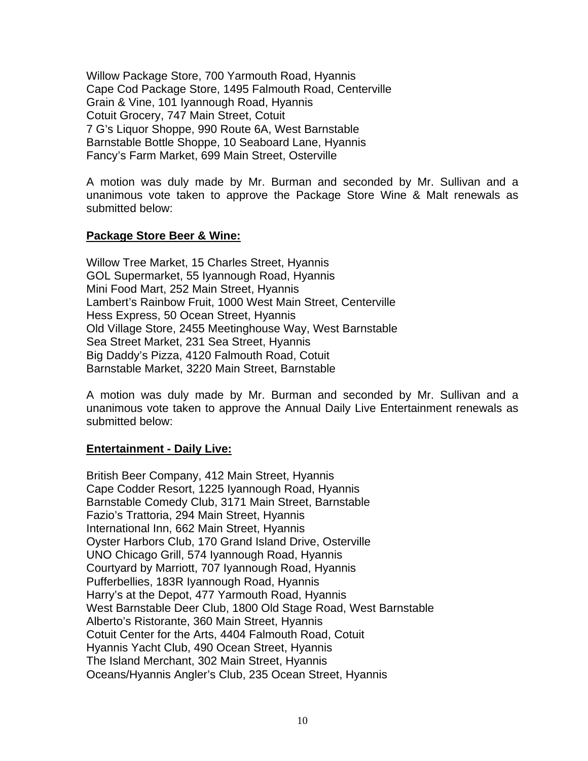Willow Package Store, 700 Yarmouth Road, Hyannis
Cape Cod Package Store, 1495 Falmouth Road, Centerville
Grain & Vine, 101 Iyannough Road, Hyannis
Cotuit Grocery, 747 Main Street, Cotuit
7 G's Liquor Shoppe, 990 Route 6A, West Barnstable
Barnstable Bottle Shoppe, 10 Seaboard Lane, Hyannis
Fancy's Farm Market, 699 Main Street, Osterville

A motion was duly made by Mr. Burman and seconded by Mr. Sullivan and a unanimous vote taken to approve the Package Store Wine & Malt renewals as submitted below:

**Package Store Beer & Wine:**

Willow Tree Market, 15 Charles Street, Hyannis
GOL Supermarket, 55 Iyannough Road, Hyannis
Mini Food Mart, 252 Main Street, Hyannis
Lambert's Rainbow Fruit, 1000 West Main Street, Centerville
Hess Express, 50 Ocean Street, Hyannis
Old Village Store, 2455 Meetinghouse Way, West Barnstable
Sea Street Market, 231 Sea Street, Hyannis
Big Daddy's Pizza, 4120 Falmouth Road, Cotuit
Barnstable Market, 3220 Main Street, Barnstable

A motion was duly made by Mr. Burman and seconded by Mr. Sullivan and a unanimous vote taken to approve the Annual Daily Live Entertainment renewals as submitted below:

**Entertainment - Daily Live:**

British Beer Company, 412 Main Street, Hyannis
Cape Codder Resort, 1225 Iyannough Road, Hyannis
Barnstable Comedy Club, 3171 Main Street, Barnstable
Fazio's Trattoria, 294 Main Street, Hyannis
International Inn, 662 Main Street, Hyannis
Oyster Harbors Club, 170 Grand Island Drive, Osterville
UNO Chicago Grill, 574 Iyannough Road, Hyannis
Courtyard by Marriott, 707 Iyannough Road, Hyannis
Pufferbellies, 183R Iyannough Road, Hyannis
Harry's at the Depot, 477 Yarmouth Road, Hyannis
West Barnstable Deer Club, 1800 Old Stage Road, West Barnstable
Alberto's Ristorante, 360 Main Street, Hyannis
Cotuit Center for the Arts, 4404 Falmouth Road, Cotuit
Hyannis Yacht Club, 490 Ocean Street, Hyannis
The Island Merchant, 302 Main Street, Hyannis
Oceans/Hyannis Angler's Club, 235 Ocean Street, Hyannis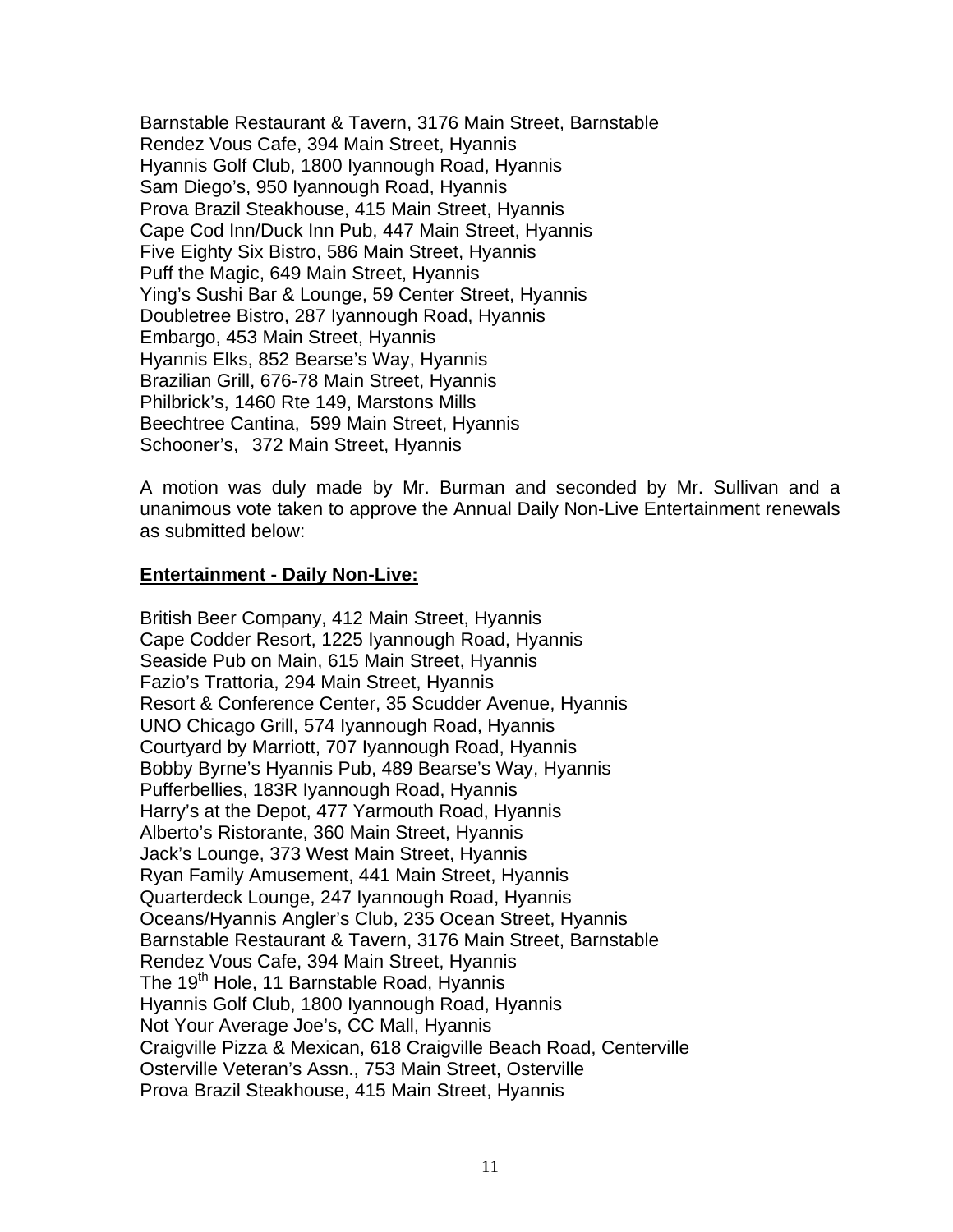Barnstable Restaurant & Tavern, 3176 Main Street, Barnstable
Rendez Vous Cafe, 394 Main Street, Hyannis
Hyannis Golf Club, 1800 Iyannough Road, Hyannis
Sam Diego's, 950 Iyannough Road, Hyannis
Prova Brazil Steakhouse, 415 Main Street, Hyannis
Cape Cod Inn/Duck Inn Pub, 447 Main Street, Hyannis
Five Eighty Six Bistro, 586 Main Street, Hyannis
Puff the Magic, 649 Main Street, Hyannis
Ying's Sushi Bar & Lounge, 59 Center Street, Hyannis
Doubletree Bistro, 287 Iyannough Road, Hyannis
Embargo, 453 Main Street, Hyannis
Hyannis Elks, 852 Bearse's Way, Hyannis
Brazilian Grill, 676-78 Main Street, Hyannis
Philbrick's, 1460 Rte 149, Marstons Mills
Beechtree Cantina, 599 Main Street, Hyannis
Schooner's, 372 Main Street, Hyannis

A motion was duly made by Mr. Burman and seconded by Mr. Sullivan and a unanimous vote taken to approve the Annual Daily Non-Live Entertainment renewals as submitted below:

**Entertainment - Daily Non-Live:**

British Beer Company, 412 Main Street, Hyannis
Cape Codder Resort, 1225 Iyannough Road, Hyannis
Seaside Pub on Main, 615 Main Street, Hyannis
Fazio's Trattoria, 294 Main Street, Hyannis
Resort & Conference Center, 35 Scudder Avenue, Hyannis
UNO Chicago Grill, 574 Iyannough Road, Hyannis
Courtyard by Marriott, 707 Iyannough Road, Hyannis
Bobby Byrne's Hyannis Pub, 489 Bearse's Way, Hyannis
Pufferbellies, 183R Iyannough Road, Hyannis
Harry's at the Depot, 477 Yarmouth Road, Hyannis
Alberto's Ristorante, 360 Main Street, Hyannis
Jack's Lounge, 373 West Main Street, Hyannis
Ryan Family Amusement, 441 Main Street, Hyannis
Quarterdeck Lounge, 247 Iyannough Road, Hyannis
Oceans/Hyannis Angler's Club, 235 Ocean Street, Hyannis
Barnstable Restaurant & Tavern, 3176 Main Street, Barnstable
Rendez Vous Cafe, 394 Main Street, Hyannis
The 19th Hole, 11 Barnstable Road, Hyannis
Hyannis Golf Club, 1800 Iyannough Road, Hyannis
Not Your Average Joe's, CC Mall, Hyannis
Craigville Pizza & Mexican, 618 Craigville Beach Road, Centerville
Osterville Veteran's Assn., 753 Main Street, Osterville
Prova Brazil Steakhouse, 415 Main Street, Hyannis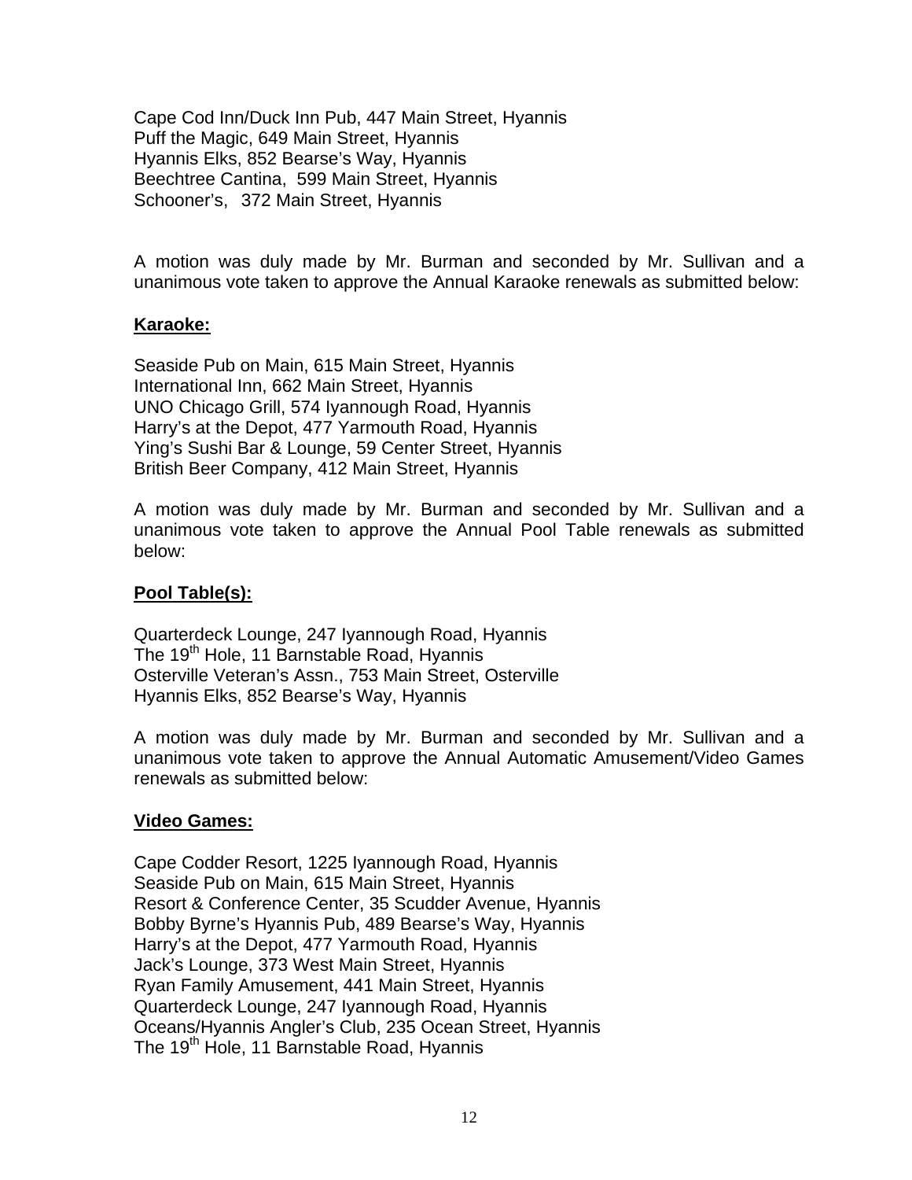Cape Cod Inn/Duck Inn Pub, 447 Main Street, Hyannis
Puff the Magic, 649 Main Street, Hyannis
Hyannis Elks, 852 Bearse's Way, Hyannis
Beechtree Cantina, 599 Main Street, Hyannis
Schooner's, 372 Main Street, Hyannis

A motion was duly made by Mr. Burman and seconded by Mr. Sullivan and a unanimous vote taken to approve the Annual Karaoke renewals as submitted below:

**Karaoke:**

Seaside Pub on Main, 615 Main Street, Hyannis
International Inn, 662 Main Street, Hyannis
UNO Chicago Grill, 574 Iyannough Road, Hyannis
Harry's at the Depot, 477 Yarmouth Road, Hyannis
Ying's Sushi Bar & Lounge, 59 Center Street, Hyannis
British Beer Company, 412 Main Street, Hyannis

A motion was duly made by Mr. Burman and seconded by Mr. Sullivan and a unanimous vote taken to approve the Annual Pool Table renewals as submitted below:

**Pool Table(s):**

Quarterdeck Lounge, 247 Iyannough Road, Hyannis
The 19th Hole, 11 Barnstable Road, Hyannis
Osterville Veteran's Assn., 753 Main Street, Osterville
Hyannis Elks, 852 Bearse's Way, Hyannis

A motion was duly made by Mr. Burman and seconded by Mr. Sullivan and a unanimous vote taken to approve the Annual Automatic Amusement/Video Games renewals as submitted below:

**Video Games:**

Cape Codder Resort, 1225 Iyannough Road, Hyannis
Seaside Pub on Main, 615 Main Street, Hyannis
Resort & Conference Center, 35 Scudder Avenue, Hyannis
Bobby Byrne's Hyannis Pub, 489 Bearse's Way, Hyannis
Harry's at the Depot, 477 Yarmouth Road, Hyannis
Jack's Lounge, 373 West Main Street, Hyannis
Ryan Family Amusement, 441 Main Street, Hyannis
Quarterdeck Lounge, 247 Iyannough Road, Hyannis
Oceans/Hyannis Angler's Club, 235 Ocean Street, Hyannis
The 19th Hole, 11 Barnstable Road, Hyannis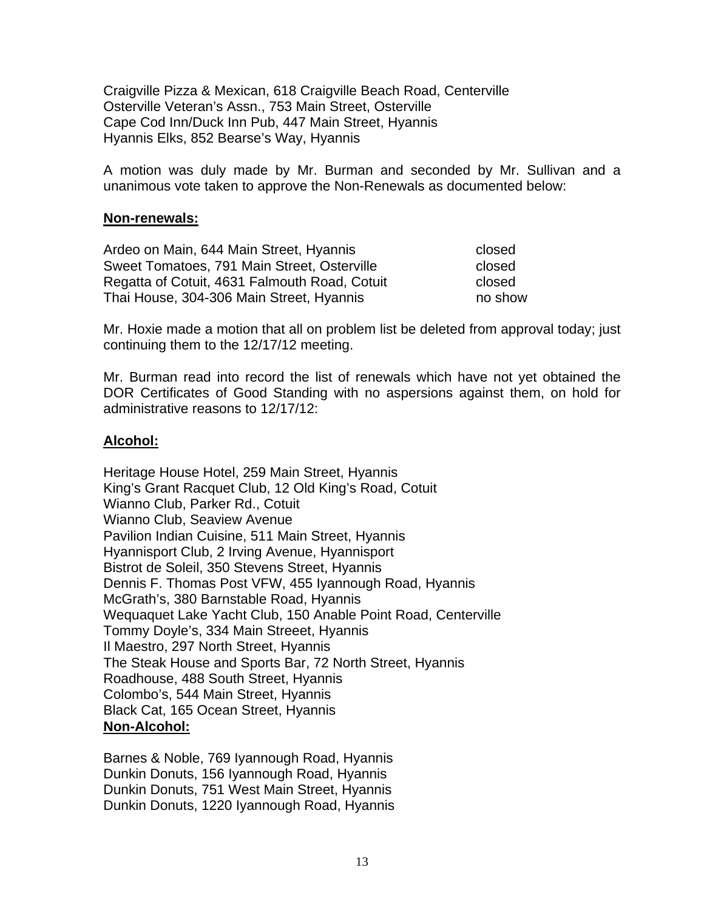Craigville Pizza & Mexican, 618 Craigville Beach Road, Centerville
Osterville Veteran's Assn., 753 Main Street, Osterville
Cape Cod Inn/Duck Inn Pub, 447 Main Street, Hyannis
Hyannis Elks, 852 Bearse's Way, Hyannis

A motion was duly made by Mr. Burman and seconded by Mr. Sullivan and a unanimous vote taken to approve the Non-Renewals as documented below:

**Non-renewals:**

| | |
|---|---|
| Ardeo on Main, 644 Main Street, Hyannis | closed |
| Sweet Tomatoes, 791 Main Street, Osterville | closed |
| Regatta of Cotuit, 4631 Falmouth Road, Cotuit | closed |
| Thai House, 304-306 Main Street, Hyannis | no show |

Mr. Hoxie made a motion that all on problem list be deleted from approval today; just continuing them to the 12/17/12 meeting.

Mr. Burman read into record the list of renewals which have not yet obtained the DOR Certificates of Good Standing with no aspersions against them, on hold for administrative reasons to 12/17/12:

**Alcohol:**

Heritage House Hotel, 259 Main Street, Hyannis
King's Grant Racquet Club, 12 Old King's Road, Cotuit
Wianno Club, Parker Rd., Cotuit
Wianno Club, Seaview Avenue
Pavilion Indian Cuisine, 511 Main Street, Hyannis
Hyannisport Club, 2 Irving Avenue, Hyannisport
Bistrot de Soleil, 350 Stevens Street, Hyannis
Dennis F. Thomas Post VFW, 455 Iyannough Road, Hyannis
McGrath's, 380 Barnstable Road, Hyannis
Wequaquet Lake Yacht Club, 150 Anable Point Road, Centerville
Tommy Doyle's, 334 Main Streeet, Hyannis
Il Maestro, 297 North Street, Hyannis
The Steak House and Sports Bar, 72 North Street, Hyannis
Roadhouse, 488 South Street, Hyannis
Colombo's, 544 Main Street, Hyannis
Black Cat, 165 Ocean Street, Hyannis

**Non-Alcohol:**

Barnes & Noble, 769 Iyannough Road, Hyannis
Dunkin Donuts, 156 Iyannough Road, Hyannis
Dunkin Donuts, 751 West Main Street, Hyannis
Dunkin Donuts, 1220 Iyannough Road, Hyannis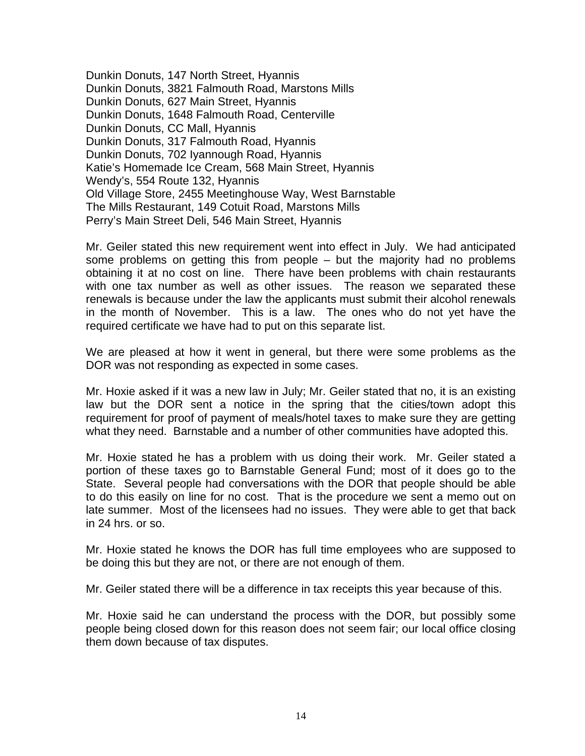Dunkin Donuts, 147 North Street, Hyannis
Dunkin Donuts, 3821 Falmouth Road, Marstons Mills
Dunkin Donuts, 627 Main Street, Hyannis
Dunkin Donuts, 1648 Falmouth Road, Centerville
Dunkin Donuts, CC Mall, Hyannis
Dunkin Donuts, 317 Falmouth Road, Hyannis
Dunkin Donuts, 702 Iyannough Road, Hyannis
Katie's Homemade Ice Cream, 568 Main Street, Hyannis
Wendy's, 554 Route 132, Hyannis
Old Village Store, 2455 Meetinghouse Way, West Barnstable
The Mills Restaurant, 149 Cotuit Road, Marstons Mills
Perry's Main Street Deli, 546 Main Street, Hyannis

Mr. Geiler stated this new requirement went into effect in July. We had anticipated some problems on getting this from people – but the majority had no problems obtaining it at no cost on line. There have been problems with chain restaurants with one tax number as well as other issues. The reason we separated these renewals is because under the law the applicants must submit their alcohol renewals in the month of November. This is a law. The ones who do not yet have the required certificate we have had to put on this separate list.

We are pleased at how it went in general, but there were some problems as the DOR was not responding as expected in some cases.

Mr. Hoxie asked if it was a new law in July; Mr. Geiler stated that no, it is an existing law but the DOR sent a notice in the spring that the cities/town adopt this requirement for proof of payment of meals/hotel taxes to make sure they are getting what they need. Barnstable and a number of other communities have adopted this.

Mr. Hoxie stated he has a problem with us doing their work. Mr. Geiler stated a portion of these taxes go to Barnstable General Fund; most of it does go to the State. Several people had conversations with the DOR that people should be able to do this easily on line for no cost. That is the procedure we sent a memo out on late summer. Most of the licensees had no issues. They were able to get that back in 24 hrs. or so.

Mr. Hoxie stated he knows the DOR has full time employees who are supposed to be doing this but they are not, or there are not enough of them.

Mr. Geiler stated there will be a difference in tax receipts this year because of this.

Mr. Hoxie said he can understand the process with the DOR, but possibly some people being closed down for this reason does not seem fair; our local office closing them down because of tax disputes.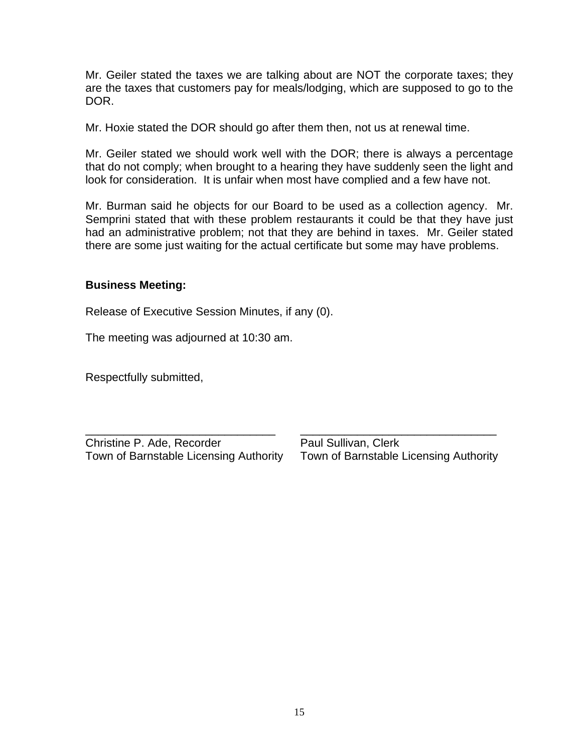Mr. Geiler stated the taxes we are talking about are NOT the corporate taxes; they are the taxes that customers pay for meals/lodging, which are supposed to go to the DOR.

Mr. Hoxie stated the DOR should go after them then, not us at renewal time.

Mr. Geiler stated we should work well with the DOR; there is always a percentage that do not comply; when brought to a hearing they have suddenly seen the light and look for consideration. It is unfair when most have complied and a few have not.

Mr. Burman said he objects for our Board to be used as a collection agency. Mr. Semprini stated that with these problem restaurants it could be that they have just had an administrative problem; not that they are behind in taxes. Mr. Geiler stated there are some just waiting for the actual certificate but some may have problems.

**Business Meeting:**

Release of Executive Session Minutes, if any (0).

The meeting was adjourned at 10:30 am.

Respectfully submitted,

| | |
|---|---|
| _______________________________ | _______________________________ |
| Christine P. Ade, Recorder | Paul Sullivan, Clerk |
| Town of Barnstable Licensing Authority | Town of Barnstable Licensing Authority |